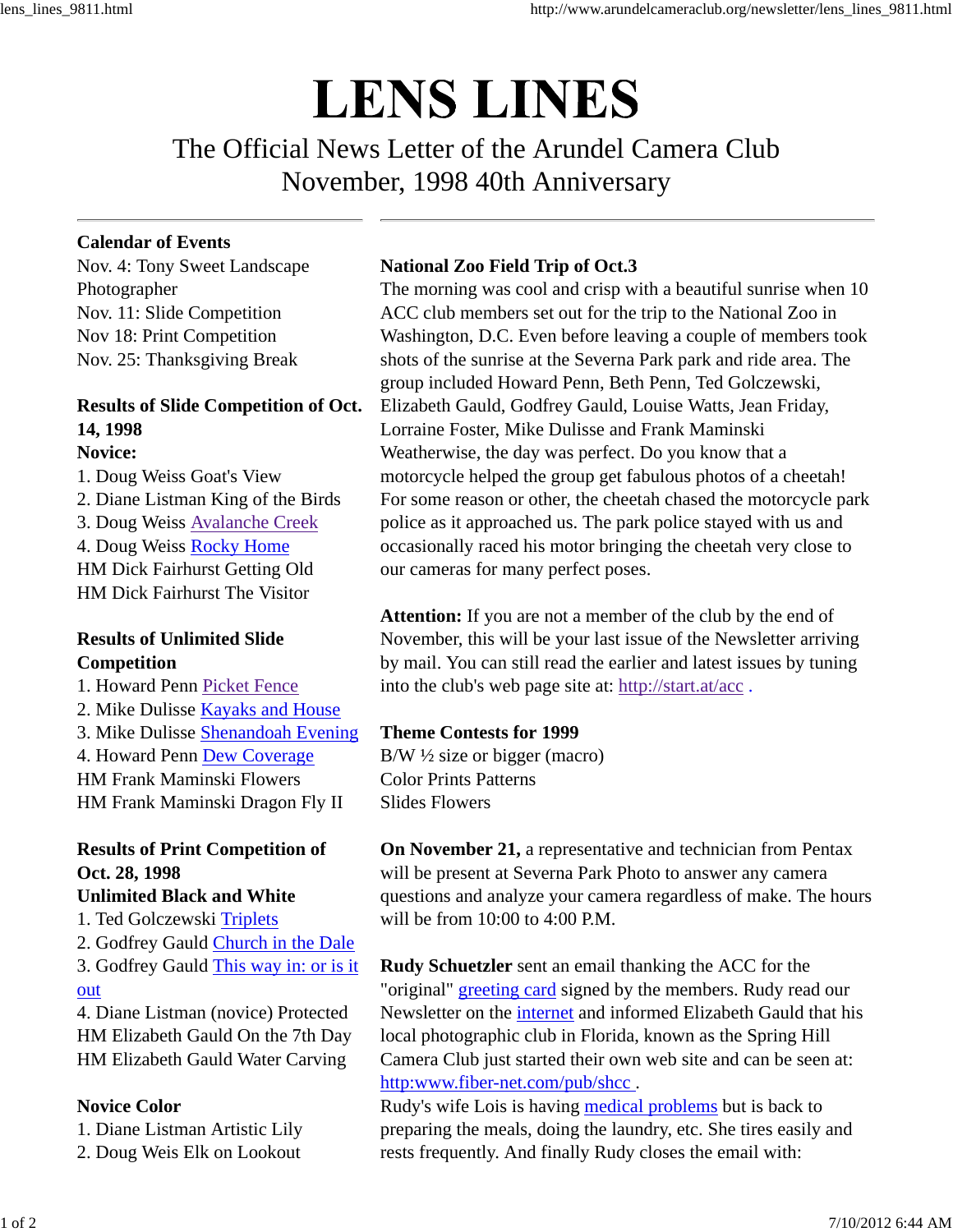# LENS LINES

## The Official News Letter of the Arundel Camera Club
## November, 1998 40th Anniversary

---

**Calendar of Events**

Nov. 4: Tony Sweet Landscape Photographer
Nov. 11: Slide Competition
Nov 18: Print Competition
Nov. 25: Thanksgiving Break

**Results of Slide Competition of Oct. 14, 1998**
**Novice:**

1. Doug Weiss Goat's View
2. Diane Listman King of the Birds
3. Doug Weiss Avalanche Creek
4. Doug Weiss Rocky Home

HM Dick Fairhurst Getting Old
HM Dick Fairhurst The Visitor

**Results of Unlimited Slide Competition**

1. Howard Penn Picket Fence
2. Mike Dulisse Kayaks and House
3. Mike Dulisse Shenandoah Evening
4. Howard Penn Dew Coverage

HM Frank Maminski Flowers
HM Frank Maminski Dragon Fly II

**Results of Print Competition of Oct. 28, 1998**
**Unlimited Black and White**

1. Ted Golczewski Triplets
2. Godfrey Gauld Church in the Dale
3. Godfrey Gauld This way in: or is it out
4. Diane Listman (novice) Protected

HM Elizabeth Gauld On the 7th Day
HM Elizabeth Gauld Water Carving

**Novice Color**

1. Diane Listman Artistic Lily
2. Doug Weis Elk on Lookout

---

**National Zoo Field Trip of Oct.3**
The morning was cool and crisp with a beautiful sunrise when 10 ACC club members set out for the trip to the National Zoo in Washington, D.C. Even before leaving a couple of members took shots of the sunrise at the Severna Park park and ride area. The group included Howard Penn, Beth Penn, Ted Golczewski, Elizabeth Gauld, Godfrey Gauld, Louise Watts, Jean Friday, Lorraine Foster, Mike Dulisse and Frank Maminski
Weatherwise, the day was perfect. Do you know that a motorcycle helped the group get fabulous photos of a cheetah! For some reason or other, the cheetah chased the motorcycle park police as it approached us. The park police stayed with us and occasionally raced his motor bringing the cheetah very close to our cameras for many perfect poses.

**Attention:** If you are not a member of the club by the end of November, this will be your last issue of the Newsletter arriving by mail. You can still read the earlier and latest issues by tuning into the club's web page site at: http://start.at/acc .

**Theme Contests for 1999**
B/W ½ size or bigger (macro)
Color Prints Patterns
Slides Flowers

**On November 21,** a representative and technician from Pentax will be present at Severna Park Photo to answer any camera questions and analyze your camera regardless of make. The hours will be from 10:00 to 4:00 P.M.

**Rudy Schuetzler** sent an email thanking the ACC for the "original" greeting card signed by the members. Rudy read our Newsletter on the internet and informed Elizabeth Gauld that his local photographic club in Florida, known as the Spring Hill Camera Club just started their own web site and can be seen at: http:www.fiber-net.com/pub/shcc .
Rudy's wife Lois is having medical problems but is back to preparing the meals, doing the laundry, etc. She tires easily and rests frequently. And finally Rudy closes the email with: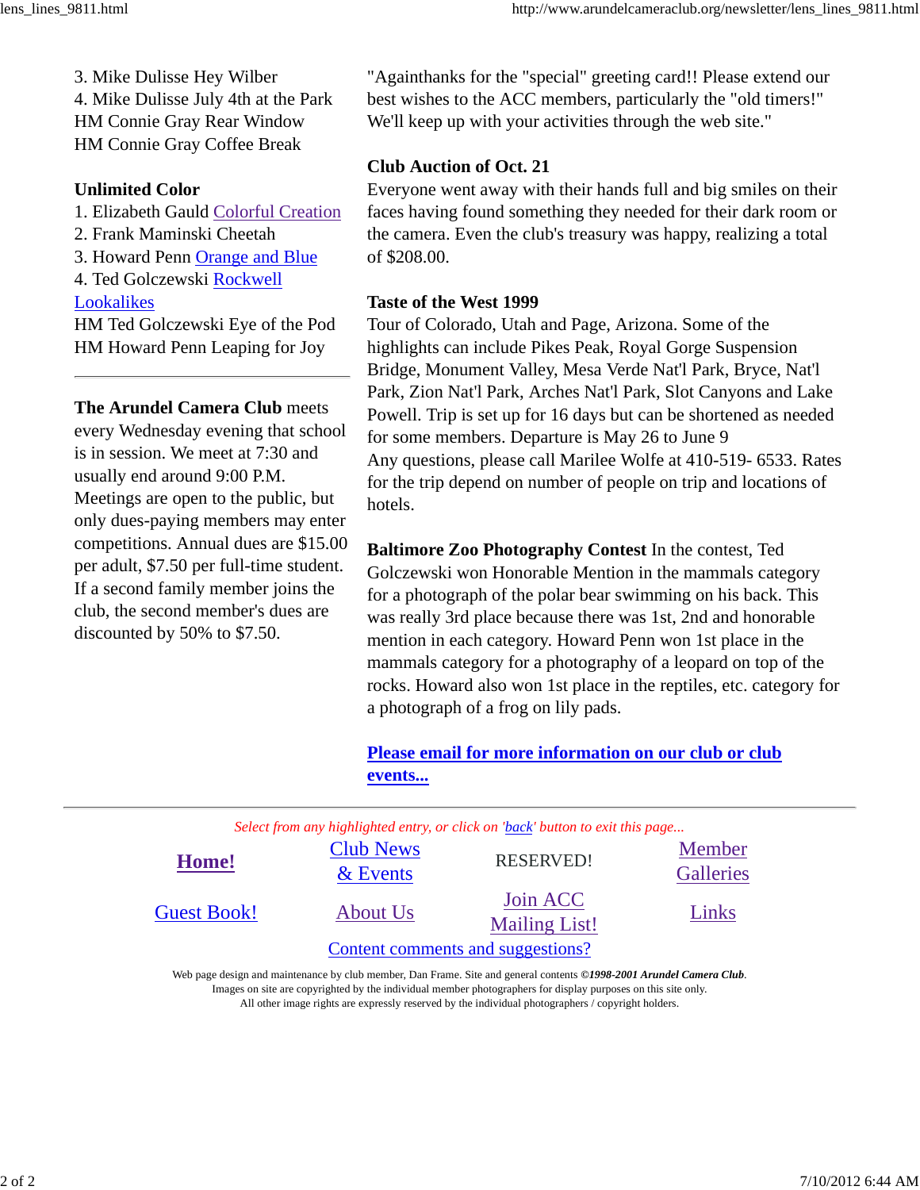3. Mike Dulisse Hey Wilber
4. Mike Dulisse July 4th at the Park
HM Connie Gray Rear Window
HM Connie Gray Coffee Break

**Unlimited Color**
1. Elizabeth Gauld Colorful Creation
2. Frank Maminski Cheetah
3. Howard Penn Orange and Blue
4. Ted Golczewski Rockwell Lookalikes
HM Ted Golczewski Eye of the Pod
HM Howard Penn Leaping for Joy

---

**The Arundel Camera Club** meets every Wednesday evening that school is in session. We meet at 7:30 and usually end around 9:00 P.M. Meetings are open to the public, but only dues-paying members may enter competitions. Annual dues are $15.00 per adult, $7.50 per full-time student. If a second family member joins the club, the second member's dues are discounted by 50% to $7.50.

"Againthanks for the "special" greeting card!! Please extend our best wishes to the ACC members, particularly the "old timers!" We'll keep up with your activities through the web site."

**Club Auction of Oct. 21**
Everyone went away with their hands full and big smiles on their faces having found something they needed for their dark room or the camera. Even the club's treasury was happy, realizing a total of $208.00.

**Taste of the West 1999**
Tour of Colorado, Utah and Page, Arizona. Some of the highlights can include Pikes Peak, Royal Gorge Suspension Bridge, Monument Valley, Mesa Verde Nat'l Park, Bryce, Nat'l Park, Zion Nat'l Park, Arches Nat'l Park, Slot Canyons and Lake Powell. Trip is set up for 16 days but can be shortened as needed for some members. Departure is May 26 to June 9
Any questions, please call Marilee Wolfe at 410-519- 6533. Rates for the trip depend on number of people on trip and locations of hotels.

**Baltimore Zoo Photography Contest** In the contest, Ted Golczewski won Honorable Mention in the mammals category for a photograph of the polar bear swimming on his back. This was really 3rd place because there was 1st, 2nd and honorable mention in each category. Howard Penn won 1st place in the mammals category for a photography of a leopard on top of the rocks. Howard also won 1st place in the reptiles, etc. category for a photograph of a frog on lily pads.

**Please email for more information on our club or club events...**

---

*Select from any highlighted entry, or click on 'back' button to exit this page...*

| | | | |
|---|---|---|---|
| **Home!** | Club News & Events | RESERVED! | Member Galleries |
| Guest Book! | About Us | Join ACC Mailing List! | Links |

Content comments and suggestions?

Web page design and maintenance by club member, Dan Frame. Site and general contents ***©1998-2001 Arundel Camera Club***.
Images on site are copyrighted by the individual member photographers for display purposes on this site only.
All other image rights are expressly reserved by the individual photographers / copyright holders.